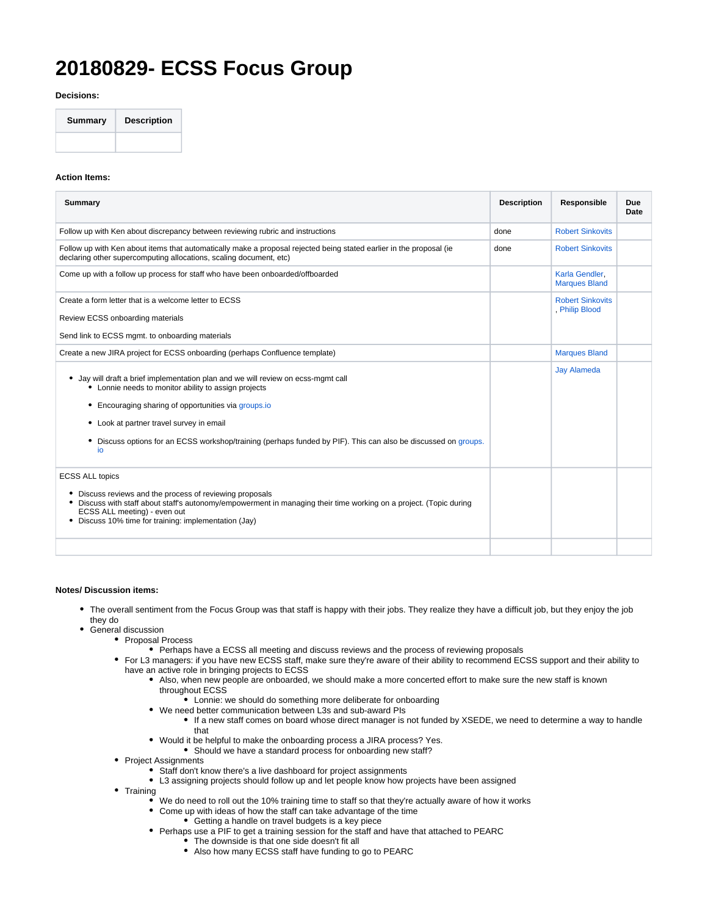# 20180829- ECSS Focus Group

**Decisions:**

| Summary | Description |
|---|---|
| | |

**Action Items:**

| Summary | Description | Responsible | Due Date |
|---|---|---|---|
| Follow up with Ken about discrepancy between reviewing rubric and instructions | done | Robert Sinkovits | |
| Follow up with Ken about items that automatically make a proposal rejected being stated earlier in the proposal (ie declaring other supercomputing allocations, scaling document, etc) | done | Robert Sinkovits | |
| Come up with a follow up process for staff who have been onboarded/offboarded | | Karla Gendler, Marques Bland | |
| Create a form letter that is a welcome letter to ECSS<br><br>Review ECSS onboarding materials<br><br>Send link to ECSS mgmt. to onboarding materials | | Robert Sinkovits, Philip Blood | |
| Create a new JIRA project for ECSS onboarding (perhaps Confluence template) | | Marques Bland | |
| • Jay will draft a brief implementation plan and we will review on ecss-mgmt call<br>  ◦ Lonnie needs to monitor ability to assign projects<br>  ◦ Encouraging sharing of opportunities via groups.io<br>  ◦ Look at partner travel survey in email<br>  ◦ Discuss options for an ECSS workshop/training (perhaps funded by PIF). This can also be discussed on groups.io | | Jay Alameda | |
| ECSS ALL topics<br><br>• Discuss reviews and the process of reviewing proposals<br>• Discuss with staff about staff's autonomy/empowerment in managing their time working on a project. (Topic during ECSS ALL meeting) - even out<br>• Discuss 10% time for training: implementation (Jay) | | | |
| | | | |

**Notes/ Discussion items:**

- The overall sentiment from the Focus Group was that staff is happy with their jobs. They realize they have a difficult job, but they enjoy the job they do
- General discussion
  - Proposal Process
    - Perhaps have a ECSS all meeting and discuss reviews and the process of reviewing proposals
  - For L3 managers: if you have new ECSS staff, make sure they're aware of their ability to recommend ECSS support and their ability to have an active role in bringing projects to ECSS
    - Also, when new people are onboarded, we should make a more concerted effort to make sure the new staff is known throughout ECSS
      - Lonnie: we should do something more deliberate for onboarding
    - We need better communication between L3s and sub-award PIs
      - If a new staff comes on board whose direct manager is not funded by XSEDE, we need to determine a way to handle that
    - Would it be helpful to make the onboarding process a JIRA process? Yes.
      - Should we have a standard process for onboarding new staff?
  - Project Assignments
    - Staff don't know there's a live dashboard for project assignments
    - L3 assigning projects should follow up and let people know how projects have been assigned
  - Training
    - We do need to roll out the 10% training time to staff so that they're actually aware of how it works
    - Come up with ideas of how the staff can take advantage of the time
      - Getting a handle on travel budgets is a key piece
    - Perhaps use a PIF to get a training session for the staff and have that attached to PEARC
      - The downside is that one side doesn't fit all
      - Also how many ECSS staff have funding to go to PEARC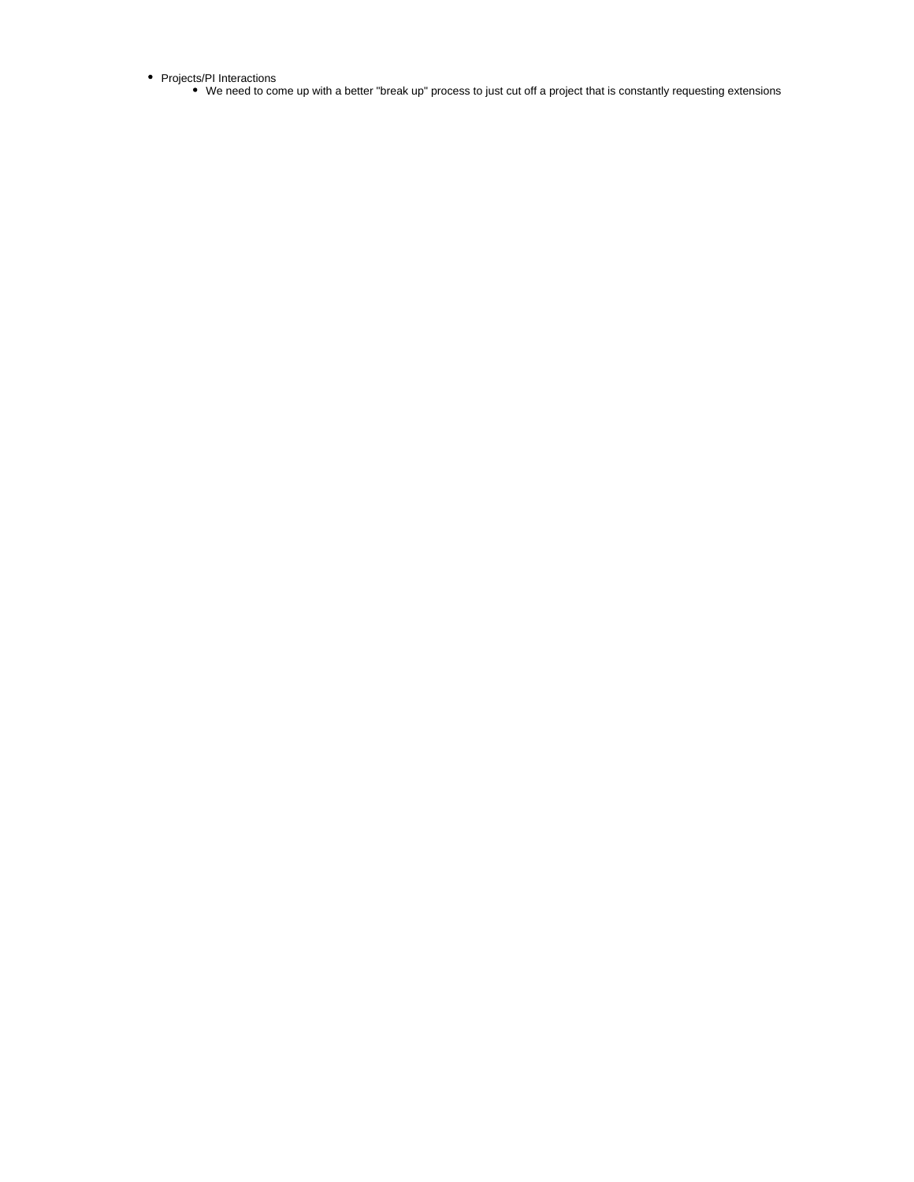- Projects/PI Interactions
  - We need to come up with a better "break up" process to just cut off a project that is constantly requesting extensions